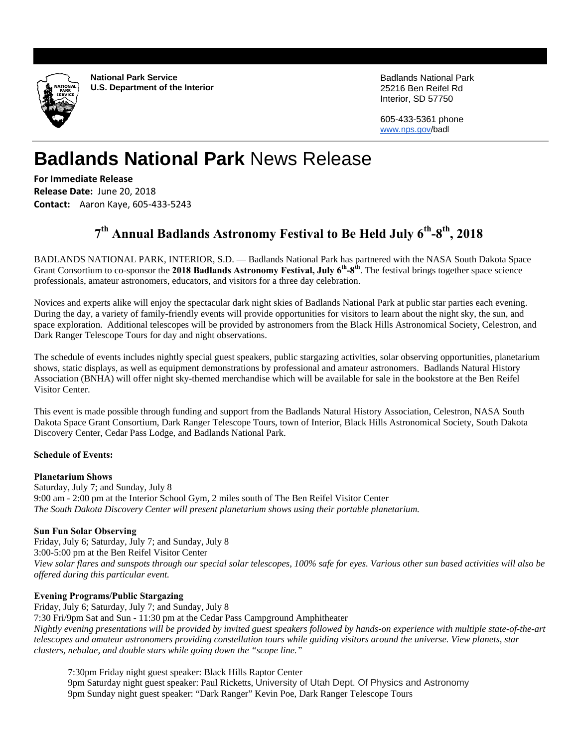**National Park Service**
**U.S. Department of the Interior**

Badlands National Park
25216 Ben Reifel Rd
Interior, SD 57750

605-433-5361 phone
www.nps.gov/badl

# **Badlands National Park** News Release

**For Immediate Release**
**Release Date:** June 20, 2018
**Contact:** Aaron Kaye, 605-433-5243

## 7th Annual Badlands Astronomy Festival to Be Held July 6th-8th, 2018

BADLANDS NATIONAL PARK, INTERIOR, S.D. — Badlands National Park has partnered with the NASA South Dakota Space Grant Consortium to co-sponsor the **2018 Badlands Astronomy Festival, July 6th-8th**. The festival brings together space science professionals, amateur astronomers, educators, and visitors for a three day celebration.

Novices and experts alike will enjoy the spectacular dark night skies of Badlands National Park at public star parties each evening. During the day, a variety of family-friendly events will provide opportunities for visitors to learn about the night sky, the sun, and space exploration. Additional telescopes will be provided by astronomers from the Black Hills Astronomical Society, Celestron, and Dark Ranger Telescope Tours for day and night observations.

The schedule of events includes nightly special guest speakers, public stargazing activities, solar observing opportunities, planetarium shows, static displays, as well as equipment demonstrations by professional and amateur astronomers. Badlands Natural History Association (BNHA) will offer night sky-themed merchandise which will be available for sale in the bookstore at the Ben Reifel Visitor Center.

This event is made possible through funding and support from the Badlands Natural History Association, Celestron, NASA South Dakota Space Grant Consortium, Dark Ranger Telescope Tours, town of Interior, Black Hills Astronomical Society, South Dakota Discovery Center, Cedar Pass Lodge, and Badlands National Park.

**Schedule of Events:**

**Planetarium Shows**
Saturday, July 7; and Sunday, July 8
9:00 am - 2:00 pm at the Interior School Gym, 2 miles south of The Ben Reifel Visitor Center
*The South Dakota Discovery Center will present planetarium shows using their portable planetarium.*

**Sun Fun Solar Observing**
Friday, July 6; Saturday, July 7; and Sunday, July 8
3:00-5:00 pm at the Ben Reifel Visitor Center
*View solar flares and sunspots through our special solar telescopes, 100% safe for eyes. Various other sun based activities will also be offered during this particular event.*

**Evening Programs/Public Stargazing**
Friday, July 6; Saturday, July 7; and Sunday, July 8
7:30 Fri/9pm Sat and Sun - 11:30 pm at the Cedar Pass Campground Amphitheater
*Nightly evening presentations will be provided by invited guest speakers followed by hands-on experience with multiple state-of-the-art telescopes and amateur astronomers providing constellation tours while guiding visitors around the universe. View planets, star clusters, nebulae, and double stars while going down the "scope line."*

7:30pm Friday night guest speaker: Black Hills Raptor Center
9pm Saturday night guest speaker: Paul Ricketts, University of Utah Dept. Of Physics and Astronomy
9pm Sunday night guest speaker: "Dark Ranger" Kevin Poe, Dark Ranger Telescope Tours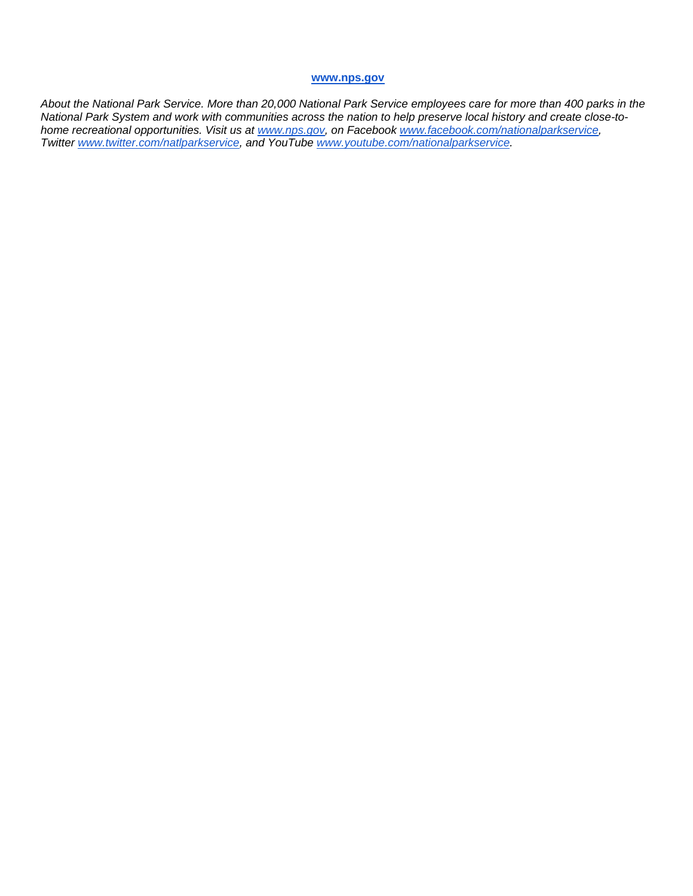**www.nps.gov**

*About the National Park Service. More than 20,000 National Park Service employees care for more than 400 parks in the National Park System and work with communities across the nation to help preserve local history and create close-to-home recreational opportunities. Visit us at www.nps.gov, on Facebook www.facebook.com/nationalparkservice, Twitter www.twitter.com/natlparkservice, and YouTube www.youtube.com/nationalparkservice.*